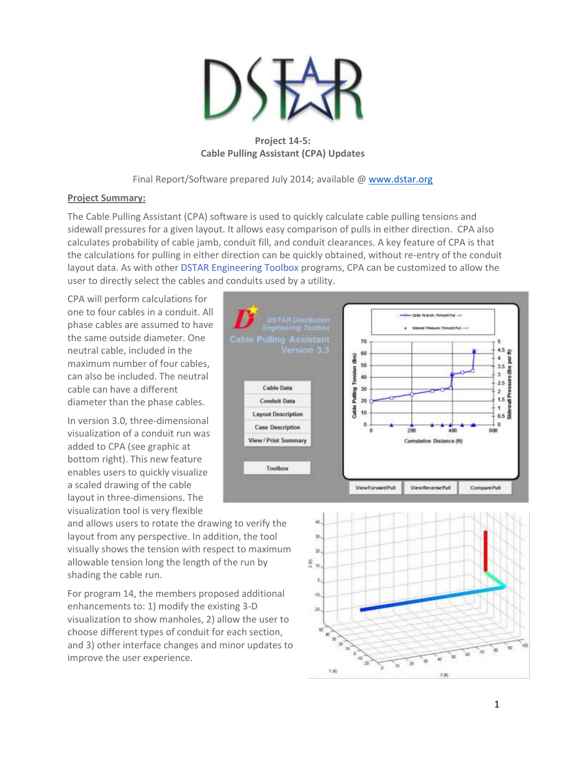**Project 14-5:**
**Cable Pulling Assistant (CPA) Updates**

Final Report/Software prepared July 2014; available @ [www.dstar.org](http://www.dstar.org)

**Project Summary:**

The Cable Pulling Assistant (CPA) software is used to quickly calculate cable pulling tensions and sidewall pressures for a given layout. It allows easy comparison of pulls in either direction. CPA also calculates probability of cable jamb, conduit fill, and conduit clearances. A key feature of CPA is that the calculations for pulling in either direction can be quickly obtained, without re-entry of the conduit layout data. As with other DSTAR Engineering Toolbox programs, CPA can be customized to allow the user to directly select the cables and conduits used by a utility.

CPA will perform calculations for one to four cables in a conduit. All phase cables are assumed to have the same outside diameter. One neutral cable, included in the maximum number of four cables, can also be included. The neutral cable can have a different diameter than the phase cables.

In version 3.0, three-dimensional visualization of a conduit run was added to CPA (see graphic at bottom right). This new feature enables users to quickly visualize a scaled drawing of the cable layout in three-dimensions. The visualization tool is very flexible and allows users to rotate the drawing to verify the layout from any perspective. In addition, the tool visually shows the tension with respect to maximum allowable tension long the length of the run by shading the cable run.

For program 14, the members proposed additional enhancements to: 1) modify the existing 3-D visualization to show manholes, 2) allow the user to choose different types of conduit for each section, and 3) other interface changes and minor updates to improve the user experience.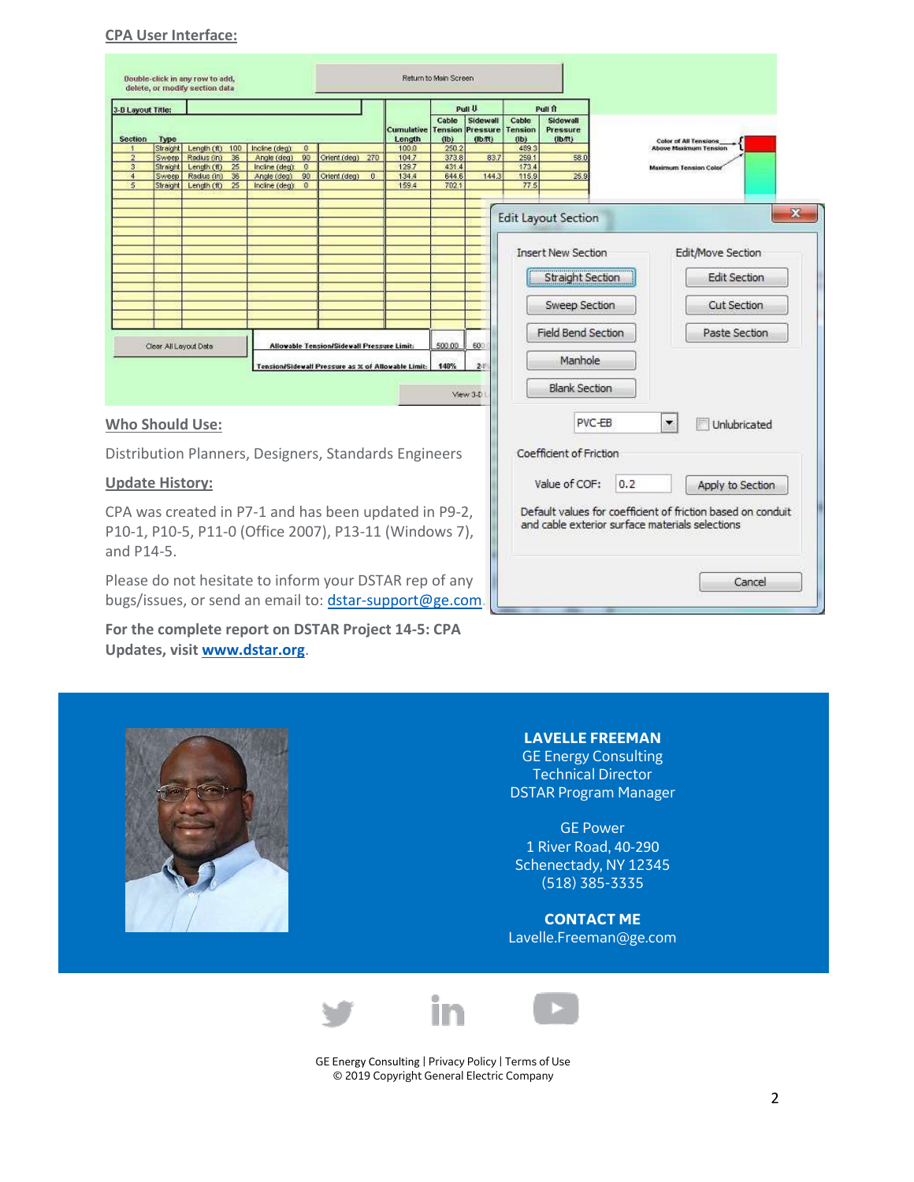**CPA User Interface:**

**Who Should Use:**

Distribution Planners, Designers, Standards Engineers

**Update History:**

CPA was created in P7-1 and has been updated in P9-2, P10-1, P10-5, P11-0 (Office 2007), P13-11 (Windows 7), and P14-5.

Please do not hesitate to inform your DSTAR rep of any bugs/issues, or send an email to: dstar-support@ge.com.

**For the complete report on DSTAR Project 14-5: CPA Updates, visit www.dstar.org.**

**LAVELLE FREEMAN**
GE Energy Consulting
Technical Director
DSTAR Program Manager

GE Power
1 River Road, 40-290
Schenectady, NY 12345
(518) 385-3335

**CONTACT ME**
Lavelle.Freeman@ge.com

GE Energy Consulting | Privacy Policy | Terms of Use
© 2019 Copyright General Electric Company